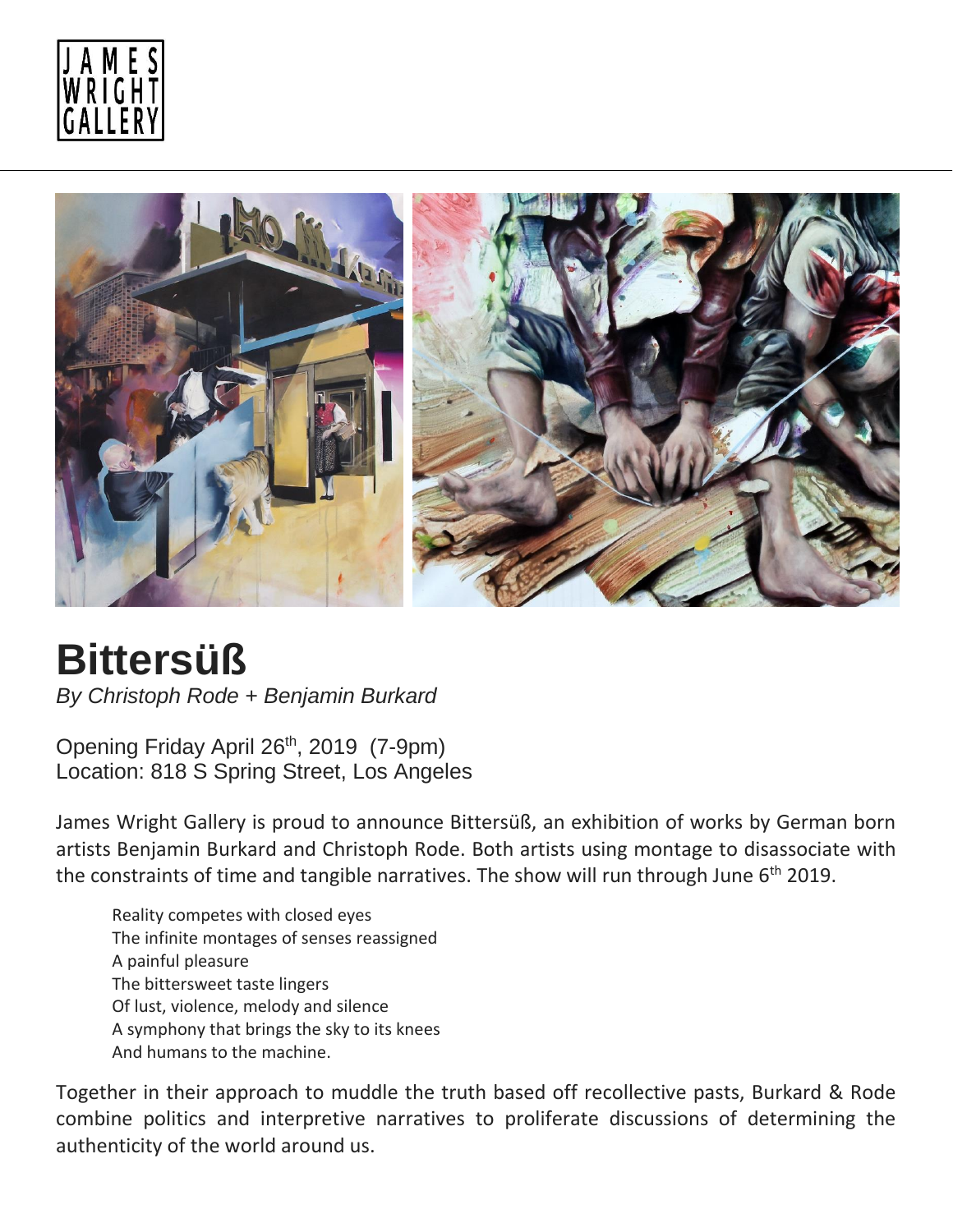JAMES WRIGHT GALLERY

# Bittersüß

*By Christoph Rode + Benjamin Burkard*

Opening Friday April 26th, 2019 (7-9pm)
Location: 818 S Spring Street, Los Angeles

James Wright Gallery is proud to announce Bittersüß, an exhibition of works by German born artists Benjamin Burkard and Christoph Rode. Both artists using montage to disassociate with the constraints of time and tangible narratives. The show will run through June 6th 2019.

> Reality competes with closed eyes
> The infinite montages of senses reassigned
> A painful pleasure
> The bittersweet taste lingers
> Of lust, violence, melody and silence
> A symphony that brings the sky to its knees
> And humans to the machine.

Together in their approach to muddle the truth based off recollective pasts, Burkard & Rode combine politics and interpretive narratives to proliferate discussions of determining the authenticity of the world around us.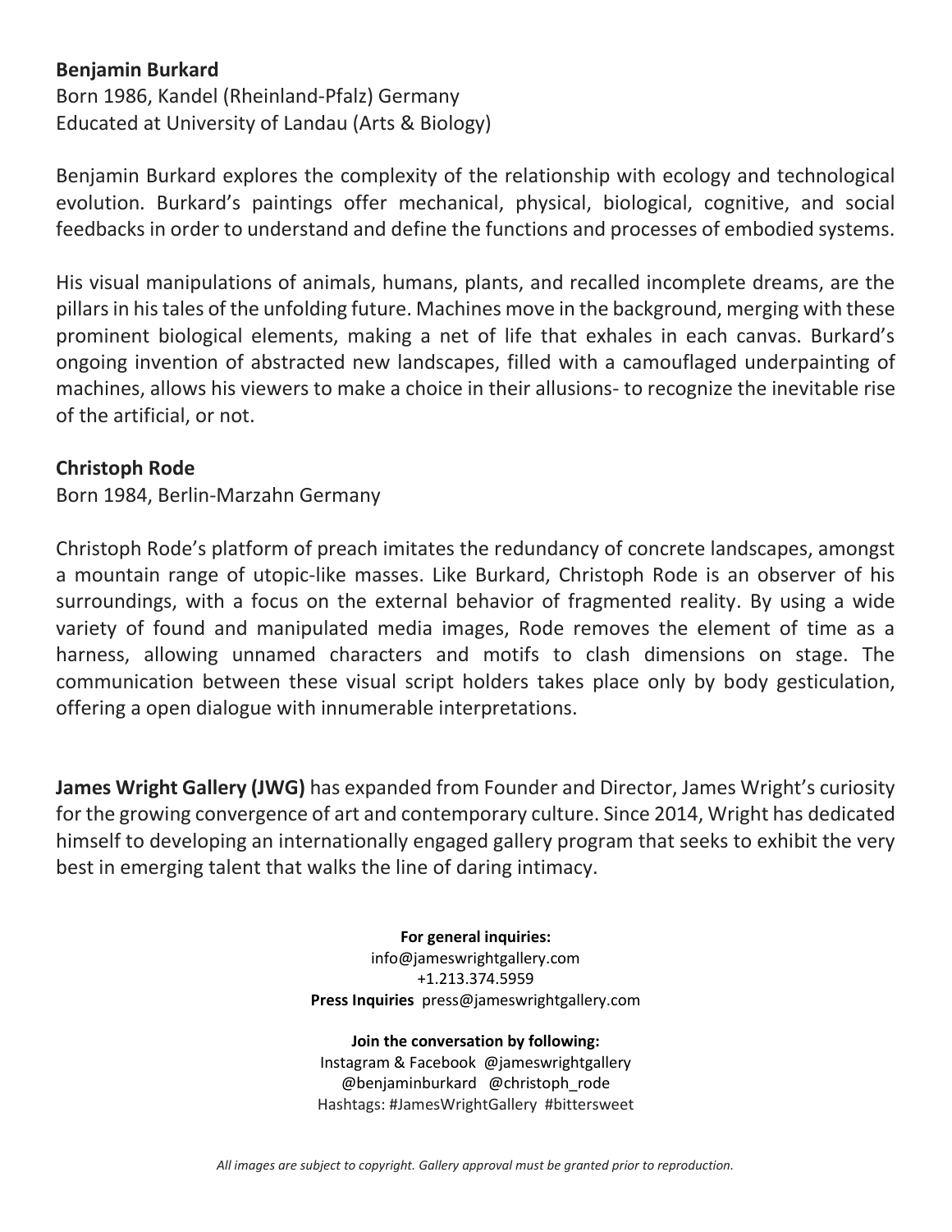**Benjamin Burkard**
Born 1986, Kandel (Rheinland-Pfalz) Germany
Educated at University of Landau (Arts & Biology)

Benjamin Burkard explores the complexity of the relationship with ecology and technological evolution. Burkard's paintings offer mechanical, physical, biological, cognitive, and social feedbacks in order to understand and define the functions and processes of embodied systems.

His visual manipulations of animals, humans, plants, and recalled incomplete dreams, are the pillars in his tales of the unfolding future. Machines move in the background, merging with these prominent biological elements, making a net of life that exhales in each canvas. Burkard's ongoing invention of abstracted new landscapes, filled with a camouflaged underpainting of machines, allows his viewers to make a choice in their allusions- to recognize the inevitable rise of the artificial, or not.

**Christoph Rode**
Born 1984, Berlin-Marzahn Germany

Christoph Rode's platform of preach imitates the redundancy of concrete landscapes, amongst a mountain range of utopic-like masses. Like Burkard, Christoph Rode is an observer of his surroundings, with a focus on the external behavior of fragmented reality. By using a wide variety of found and manipulated media images, Rode removes the element of time as a harness, allowing unnamed characters and motifs to clash dimensions on stage. The communication between these visual script holders takes place only by body gesticulation, offering a open dialogue with innumerable interpretations.

**James Wright Gallery (JWG)** has expanded from Founder and Director, James Wright's curiosity for the growing convergence of art and contemporary culture. Since 2014, Wright has dedicated himself to developing an internationally engaged gallery program that seeks to exhibit the very best in emerging talent that walks the line of daring intimacy.

**For general inquiries:**
info@jameswrightgallery.com
+1.213.374.5959
**Press Inquiries** press@jameswrightgallery.com

**Join the conversation by following:**
Instagram & Facebook @jameswrightgallery
@benjaminburkard @christoph_rode
Hashtags: #JamesWrightGallery #bittersweet

*All images are subject to copyright. Gallery approval must be granted prior to reproduction.*